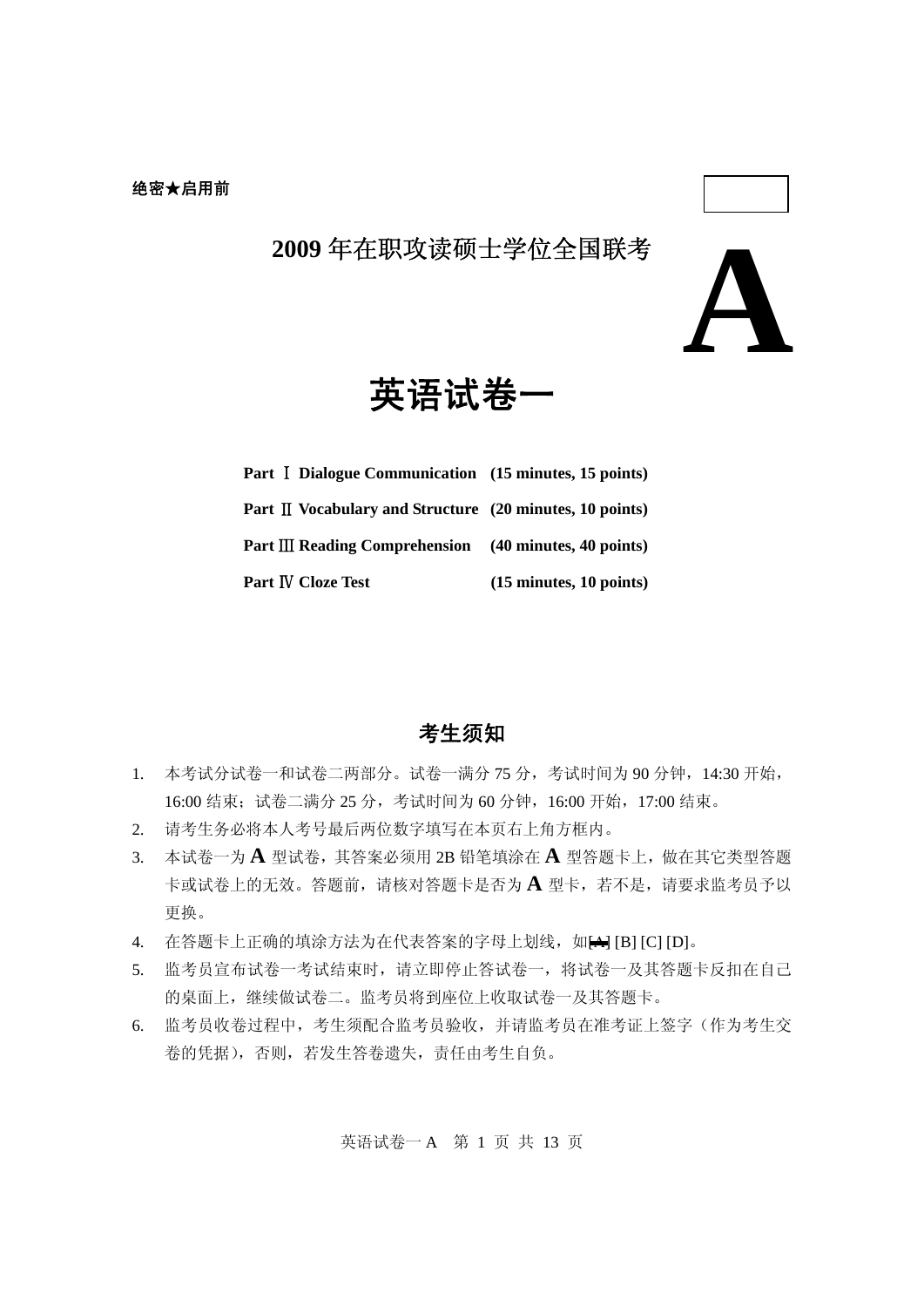**绝密★启用前**

# 2009 年在职攻读硕士学位全国联考

# A

# 英语试卷一

| | |
|---|---|
| **Part Ⅰ Dialogue Communication** | **(15 minutes, 15 points)** |
| **Part Ⅱ Vocabulary and Structure** | **(20 minutes, 10 points)** |
| **Part Ⅲ Reading Comprehension** | **(40 minutes, 40 points)** |
| **Part Ⅳ Cloze Test** | **(15 minutes, 10 points)** |

## 考生须知

1. 本考试分试卷一和试卷二两部分。试卷一满分 75 分，考试时间为 90 分钟，14:30 开始，16:00 结束；试卷二满分 25 分，考试时间为 60 分钟，16:00 开始，17:00 结束。
2. 请考生务必将本人考号最后两位数字填写在本页右上角方框内。
3. 本试卷一为 **A** 型试卷，其答案必须用 2B 铅笔填涂在 **A** 型答题卡上，做在其它类型答题卡或试卷上的无效。答题前，请核对答题卡是否为 **A** 型卡，若不是，请要求监考员予以更换。
4. 在答题卡上正确的填涂方法为在代表答案的字母上划线，如[A] [B] [C] [D]。
5. 监考员宣布试卷一考试结束时，请立即停止答试卷一，将试卷一及其答题卡反扣在自己的桌面上，继续做试卷二。监考员将到座位上收取试卷一及其答题卡。
6. 监考员收卷过程中，考生须配合监考员验收，并请监考员在准考证上签字（作为考生交卷的凭据），否则，若发生答卷遗失，责任由考生自负。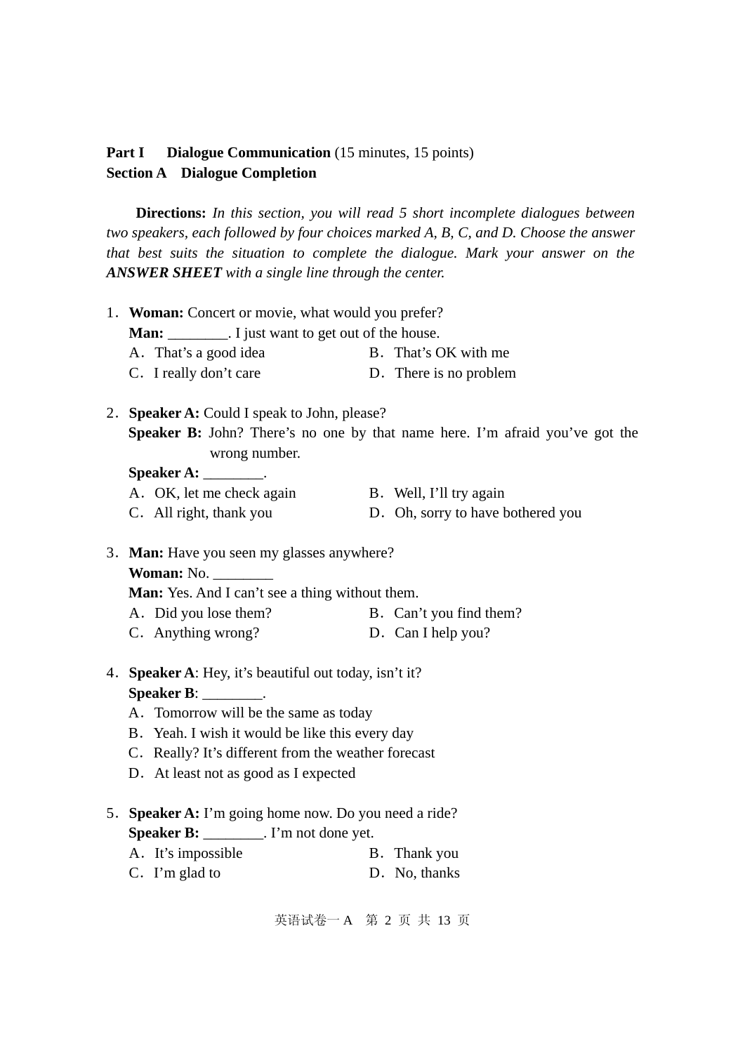**Part I　Dialogue Communication** (15 minutes, 15 points)

**Section A　Dialogue Completion**

**Directions:** *In this section, you will read 5 short incomplete dialogues between two speakers, each followed by four choices marked A, B, C, and D. Choose the answer that best suits the situation to complete the dialogue. Mark your answer on the* ***ANSWER SHEET*** *with a single line through the center.*

1．**Woman:** Concert or movie, what would you prefer?
**Man:** ________. I just want to get out of the house.
A．That's a good idea　　B．That's OK with me
C．I really don't care　　D．There is no problem

2．**Speaker A:** Could I speak to John, please?
**Speaker B:** John? There's no one by that name here. I'm afraid you've got the wrong number.
**Speaker A:** ________.
A．OK, let me check again　　B．Well, I'll try again
C．All right, thank you　　D．Oh, sorry to have bothered you

3．**Man:** Have you seen my glasses anywhere?
**Woman:** No. ________
**Man:** Yes. And I can't see a thing without them.
A．Did you lose them?　　B．Can't you find them?
C．Anything wrong?　　D．Can I help you?

4．**Speaker A**: Hey, it's beautiful out today, isn't it?
**Speaker B**: ________.
A．Tomorrow will be the same as today
B．Yeah. I wish it would be like this every day
C．Really? It's different from the weather forecast
D．At least not as good as I expected

5．**Speaker A:** I'm going home now. Do you need a ride?
**Speaker B:** ________. I'm not done yet.
A．It's impossible　　B．Thank you
C．I'm glad to　　D．No, thanks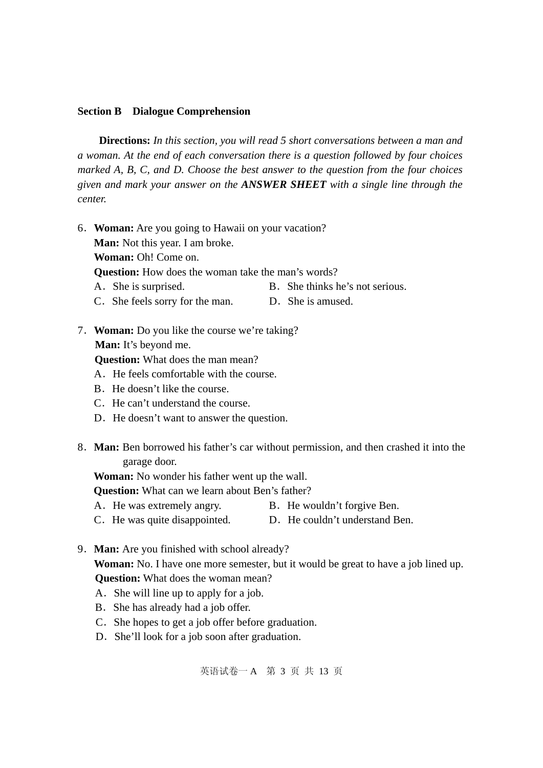## Section B Dialogue Comprehension

**Directions:** *In this section, you will read 5 short conversations between a man and a woman. At the end of each conversation there is a question followed by four choices marked A, B, C, and D. Choose the best answer to the question from the four choices given and mark your answer on the* ***ANSWER SHEET*** *with a single line through the center.*

6．**Woman:** Are you going to Hawaii on your vacation?
**Man:** Not this year. I am broke.
**Woman:** Oh! Come on.
**Question:** How does the woman take the man's words?
A．She is surprised.
B．She thinks he's not serious.
C．She feels sorry for the man.
D．She is amused.

7．**Woman:** Do you like the course we're taking?
**Man:** It's beyond me.
**Question:** What does the man mean?
A．He feels comfortable with the course.
B．He doesn't like the course.
C．He can't understand the course.
D．He doesn't want to answer the question.

8．**Man:** Ben borrowed his father's car without permission, and then crashed it into the garage door.
**Woman:** No wonder his father went up the wall.
**Question:** What can we learn about Ben's father?
A．He was extremely angry.
B．He wouldn't forgive Ben.
C．He was quite disappointed.
D．He couldn't understand Ben.

9．**Man:** Are you finished with school already?
**Woman:** No. I have one more semester, but it would be great to have a job lined up.
**Question:** What does the woman mean?
A．She will line up to apply for a job.
B．She has already had a job offer.
C．She hopes to get a job offer before graduation.
D．She'll look for a job soon after graduation.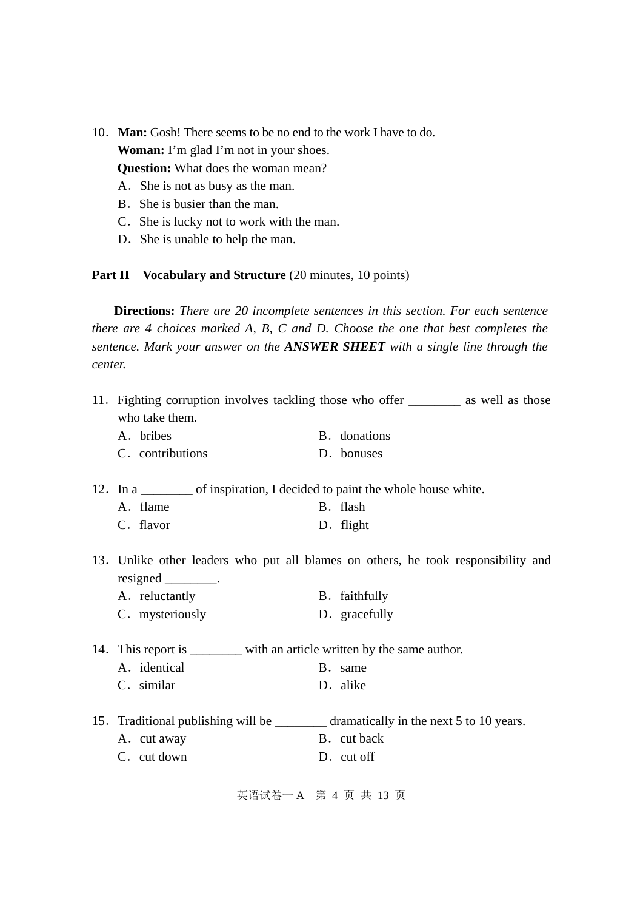10．**Man:** Gosh! There seems to be no end to the work I have to do.
**Woman:** I'm glad I'm not in your shoes.
**Question:** What does the woman mean?
A．She is not as busy as the man.
B．She is busier than the man.
C．She is lucky not to work with the man.
D．She is unable to help the man.

**Part II　Vocabulary and Structure** (20 minutes, 10 points)

**Directions:** *There are 20 incomplete sentences in this section. For each sentence there are 4 choices marked A, B, C and D. Choose the one that best completes the sentence. Mark your answer on the* ***ANSWER SHEET*** *with a single line through the center.*

11．Fighting corruption involves tackling those who offer ________ as well as those who take them.
A．bribes　　B．donations
C．contributions　　D．bonuses

12．In a ________ of inspiration, I decided to paint the whole house white.
A．flame　　B．flash
C．flavor　　D．flight

13．Unlike other leaders who put all blames on others, he took responsibility and resigned ________.
A．reluctantly　　B．faithfully
C．mysteriously　　D．gracefully

14．This report is ________ with an article written by the same author.
A．identical　　B．same
C．similar　　D．alike

15．Traditional publishing will be ________ dramatically in the next 5 to 10 years.
A．cut away　　B．cut back
C．cut down　　D．cut off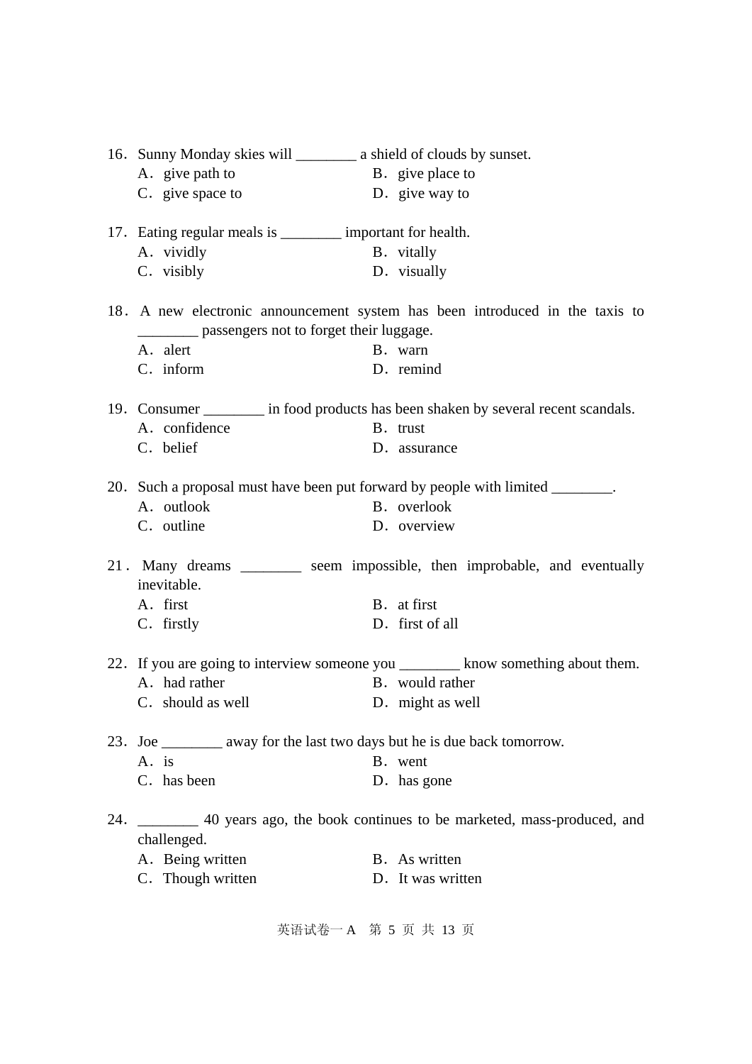16. Sunny Monday skies will ________ a shield of clouds by sunset.

A. give path to  
B. give place to  
C. give space to  
D. give way to

17. Eating regular meals is ________ important for health.

A. vividly  
B. vitally  
C. visibly  
D. visually

18. A new electronic announcement system has been introduced in the taxis to ________ passengers not to forget their luggage.

A. alert  
B. warn  
C. inform  
D. remind

19. Consumer ________ in food products has been shaken by several recent scandals.

A. confidence  
B. trust  
C. belief  
D. assurance

20. Such a proposal must have been put forward by people with limited ________.

A. outlook  
B. overlook  
C. outline  
D. overview

21. Many dreams ________ seem impossible, then improbable, and eventually inevitable.

A. first  
B. at first  
C. firstly  
D. first of all

22. If you are going to interview someone you ________ know something about them.

A. had rather  
B. would rather  
C. should as well  
D. might as well

23. Joe ________ away for the last two days but he is due back tomorrow.

A. is  
B. went  
C. has been  
D. has gone

24. ________ 40 years ago, the book continues to be marketed, mass-produced, and challenged.

A. Being written  
B. As written  
C. Though written  
D. It was written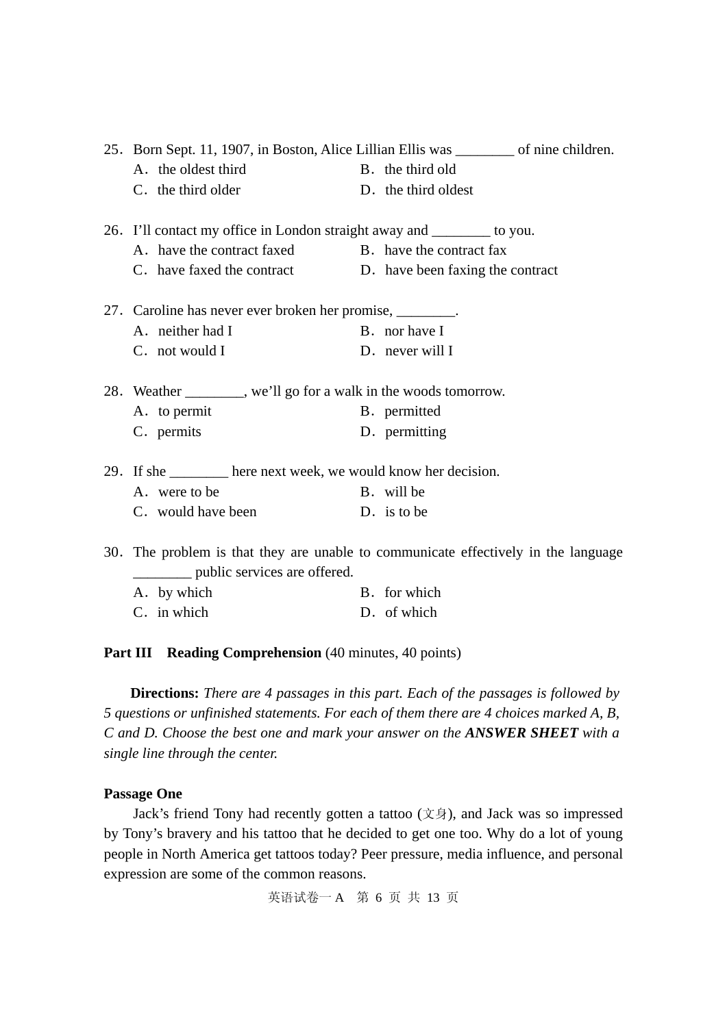25．Born Sept. 11, 1907, in Boston, Alice Lillian Ellis was ________ of nine children.

A．the oldest third　　　　B．the third old

C．the third older　　　　D．the third oldest

26．I'll contact my office in London straight away and ________ to you.

A．have the contract faxed　　　　B．have the contract fax

C．have faxed the contract　　　　D．have been faxing the contract

27．Caroline has never ever broken her promise, ________.

A．neither had I　　　　B．nor have I

C．not would I　　　　D．never will I

28．Weather ________, we'll go for a walk in the woods tomorrow.

A．to permit　　　　B．permitted

C．permits　　　　D．permitting

29．If she ________ here next week, we would know her decision.

A．were to be　　　　B．will be

C．would have been　　　　D．is to be

30．The problem is that they are unable to communicate effectively in the language ________ public services are offered.

A．by which　　　　B．for which

C．in which　　　　D．of which

**Part III　Reading Comprehension** (40 minutes, 40 points)

**Directions:** *There are 4 passages in this part. Each of the passages is followed by 5 questions or unfinished statements. For each of them there are 4 choices marked A, B, C and D. Choose the best one and mark your answer on the* ***ANSWER SHEET*** *with a single line through the center.*

**Passage One**

Jack's friend Tony had recently gotten a tattoo (文身), and Jack was so impressed by Tony's bravery and his tattoo that he decided to get one too. Why do a lot of young people in North America get tattoos today? Peer pressure, media influence, and personal expression are some of the common reasons.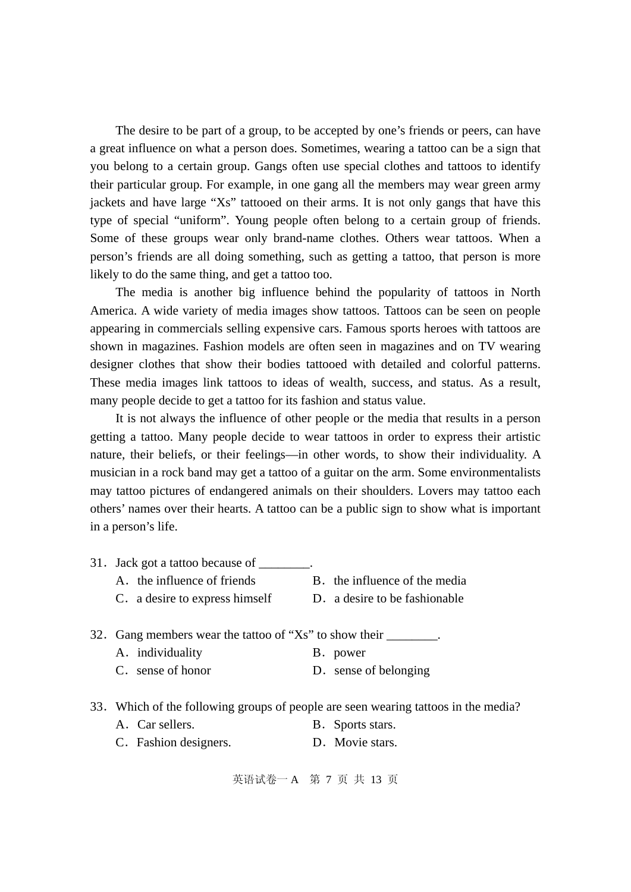The desire to be part of a group, to be accepted by one's friends or peers, can have a great influence on what a person does. Sometimes, wearing a tattoo can be a sign that you belong to a certain group. Gangs often use special clothes and tattoos to identify their particular group. For example, in one gang all the members may wear green army jackets and have large "Xs" tattooed on their arms. It is not only gangs that have this type of special "uniform". Young people often belong to a certain group of friends. Some of these groups wear only brand-name clothes. Others wear tattoos. When a person's friends are all doing something, such as getting a tattoo, that person is more likely to do the same thing, and get a tattoo too.

The media is another big influence behind the popularity of tattoos in North America. A wide variety of media images show tattoos. Tattoos can be seen on people appearing in commercials selling expensive cars. Famous sports heroes with tattoos are shown in magazines. Fashion models are often seen in magazines and on TV wearing designer clothes that show their bodies tattooed with detailed and colorful patterns. These media images link tattoos to ideas of wealth, success, and status. As a result, many people decide to get a tattoo for its fashion and status value.

It is not always the influence of other people or the media that results in a person getting a tattoo. Many people decide to wear tattoos in order to express their artistic nature, their beliefs, or their feelings—in other words, to show their individuality. A musician in a rock band may get a tattoo of a guitar on the arm. Some environmentalists may tattoo pictures of endangered animals on their shoulders. Lovers may tattoo each others' names over their hearts. A tattoo can be a public sign to show what is important in a person's life.

31．Jack got a tattoo because of ________.

A．the influence of friends　　B．the influence of the media

C．a desire to express himself　　D．a desire to be fashionable

32．Gang members wear the tattoo of "Xs" to show their ________.

A．individuality　　B．power

C．sense of honor　　D．sense of belonging

33．Which of the following groups of people are seen wearing tattoos in the media?

A．Car sellers.　　B．Sports stars.

C．Fashion designers.　　D．Movie stars.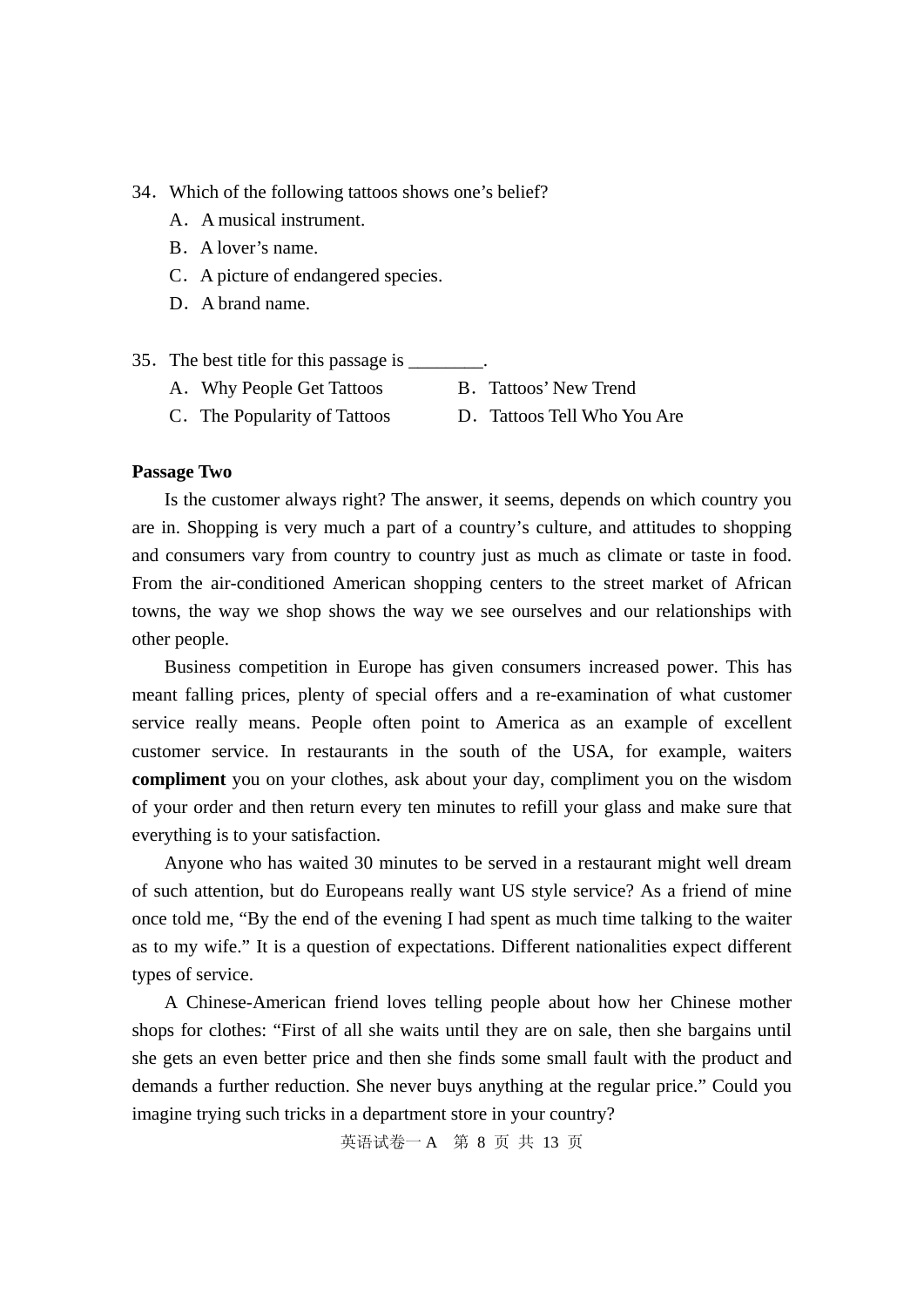34．Which of the following tattoos shows one's belief?

A．A musical instrument.

B．A lover's name.

C．A picture of endangered species.

D．A brand name.

35．The best title for this passage is ________.

A．Why People Get Tattoos

B．Tattoos' New Trend

C．The Popularity of Tattoos

D．Tattoos Tell Who You Are

**Passage Two**

Is the customer always right? The answer, it seems, depends on which country you are in. Shopping is very much a part of a country's culture, and attitudes to shopping and consumers vary from country to country just as much as climate or taste in food. From the air-conditioned American shopping centers to the street market of African towns, the way we shop shows the way we see ourselves and our relationships with other people.

Business competition in Europe has given consumers increased power. This has meant falling prices, plenty of special offers and a re-examination of what customer service really means. People often point to America as an example of excellent customer service. In restaurants in the south of the USA, for example, waiters **compliment** you on your clothes, ask about your day, compliment you on the wisdom of your order and then return every ten minutes to refill your glass and make sure that everything is to your satisfaction.

Anyone who has waited 30 minutes to be served in a restaurant might well dream of such attention, but do Europeans really want US style service? As a friend of mine once told me, "By the end of the evening I had spent as much time talking to the waiter as to my wife." It is a question of expectations. Different nationalities expect different types of service.

A Chinese-American friend loves telling people about how her Chinese mother shops for clothes: "First of all she waits until they are on sale, then she bargains until she gets an even better price and then she finds some small fault with the product and demands a further reduction. She never buys anything at the regular price." Could you imagine trying such tricks in a department store in your country?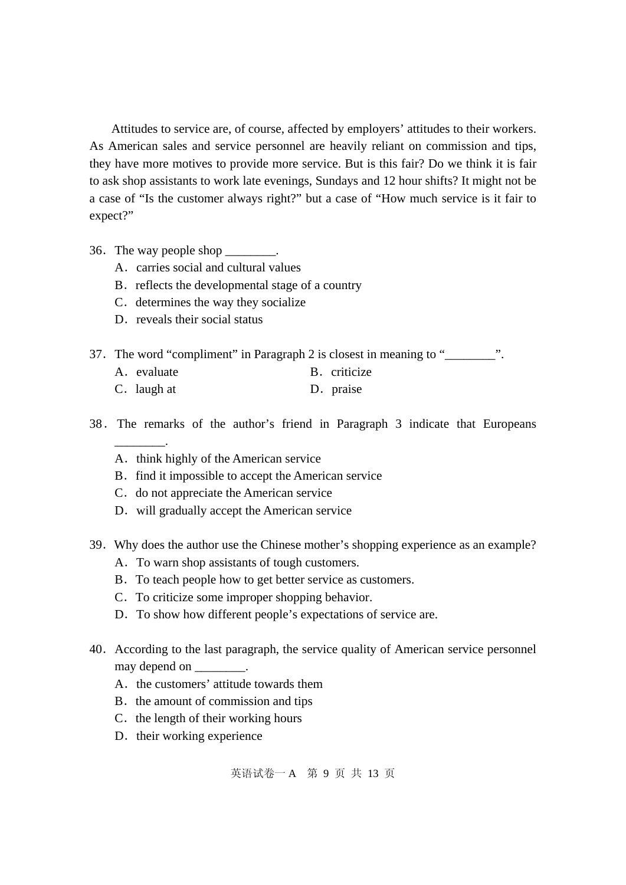Attitudes to service are, of course, affected by employers' attitudes to their workers. As American sales and service personnel are heavily reliant on commission and tips, they have more motives to provide more service. But is this fair? Do we think it is fair to ask shop assistants to work late evenings, Sundays and 12 hour shifts? It might not be a case of "Is the customer always right?" but a case of "How much service is it fair to expect?"

36．The way people shop ________.

A．carries social and cultural values

B．reflects the developmental stage of a country

C．determines the way they socialize

D．reveals their social status

37．The word "compliment" in Paragraph 2 is closest in meaning to "________".

A．evaluate　　　　B．criticize

C．laugh at　　　　D．praise

38．The remarks of the author's friend in Paragraph 3 indicate that Europeans ________.

A．think highly of the American service

B．find it impossible to accept the American service

C．do not appreciate the American service

D．will gradually accept the American service

39．Why does the author use the Chinese mother's shopping experience as an example?

A．To warn shop assistants of tough customers.

B．To teach people how to get better service as customers.

C．To criticize some improper shopping behavior.

D．To show how different people's expectations of service are.

40．According to the last paragraph, the service quality of American service personnel may depend on ________.

A．the customers' attitude towards them

B．the amount of commission and tips

C．the length of their working hours

D．their working experience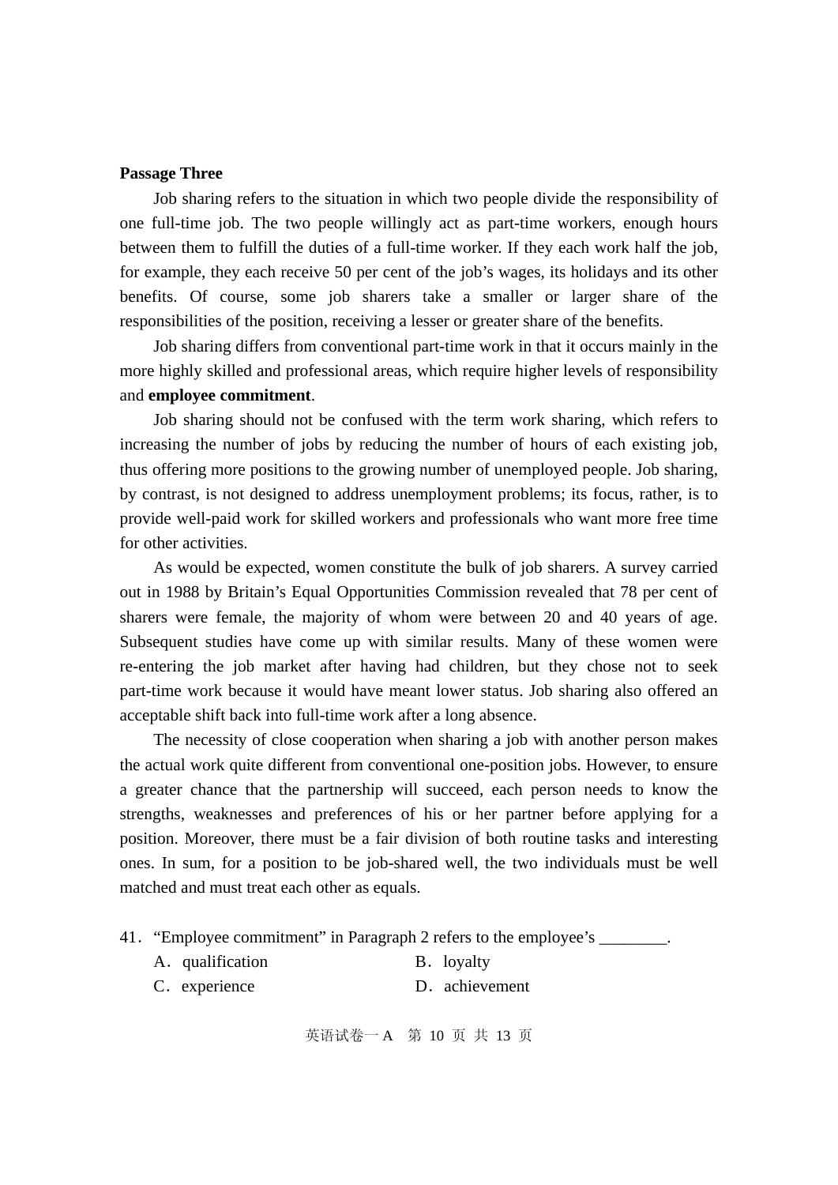**Passage Three**

Job sharing refers to the situation in which two people divide the responsibility of one full-time job. The two people willingly act as part-time workers, enough hours between them to fulfill the duties of a full-time worker. If they each work half the job, for example, they each receive 50 per cent of the job's wages, its holidays and its other benefits. Of course, some job sharers take a smaller or larger share of the responsibilities of the position, receiving a lesser or greater share of the benefits.

Job sharing differs from conventional part-time work in that it occurs mainly in the more highly skilled and professional areas, which require higher levels of responsibility and **employee commitment**.

Job sharing should not be confused with the term work sharing, which refers to increasing the number of jobs by reducing the number of hours of each existing job, thus offering more positions to the growing number of unemployed people. Job sharing, by contrast, is not designed to address unemployment problems; its focus, rather, is to provide well-paid work for skilled workers and professionals who want more free time for other activities.

As would be expected, women constitute the bulk of job sharers. A survey carried out in 1988 by Britain's Equal Opportunities Commission revealed that 78 per cent of sharers were female, the majority of whom were between 20 and 40 years of age. Subsequent studies have come up with similar results. Many of these women were re-entering the job market after having had children, but they chose not to seek part-time work because it would have meant lower status. Job sharing also offered an acceptable shift back into full-time work after a long absence.

The necessity of close cooperation when sharing a job with another person makes the actual work quite different from conventional one-position jobs. However, to ensure a greater chance that the partnership will succeed, each person needs to know the strengths, weaknesses and preferences of his or her partner before applying for a position. Moreover, there must be a fair division of both routine tasks and interesting ones. In sum, for a position to be job-shared well, the two individuals must be well matched and must treat each other as equals.

41．"Employee commitment" in Paragraph 2 refers to the employee's ________.

A．qualification　　　　B．loyalty

C．experience　　　　D．achievement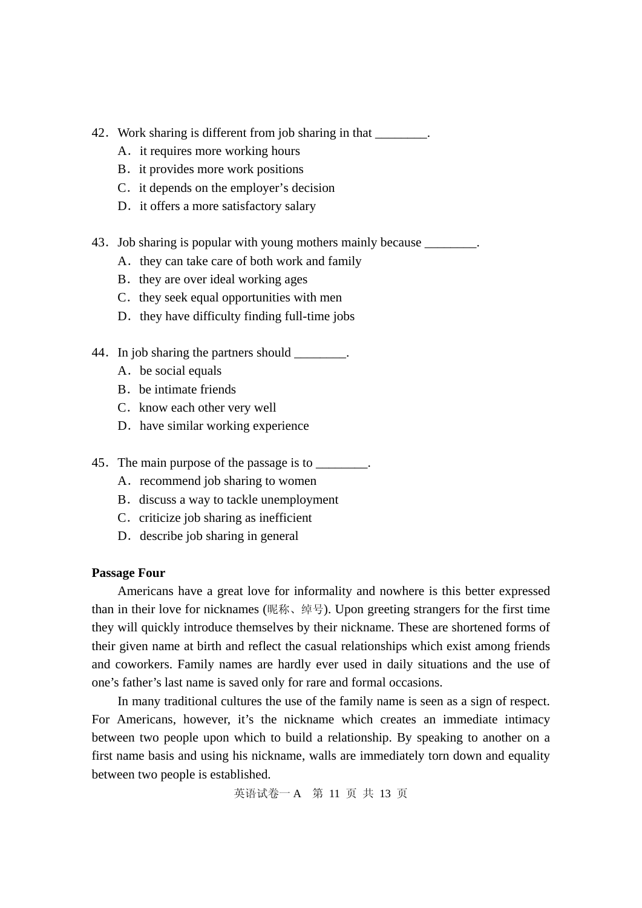42．Work sharing is different from job sharing in that ________.

A．it requires more working hours

B．it provides more work positions

C．it depends on the employer's decision

D．it offers a more satisfactory salary

43．Job sharing is popular with young mothers mainly because ________.

A．they can take care of both work and family

B．they are over ideal working ages

C．they seek equal opportunities with men

D．they have difficulty finding full-time jobs

44．In job sharing the partners should ________.

A．be social equals

B．be intimate friends

C．know each other very well

D．have similar working experience

45．The main purpose of the passage is to ________.

A．recommend job sharing to women

B．discuss a way to tackle unemployment

C．criticize job sharing as inefficient

D．describe job sharing in general

**Passage Four**

Americans have a great love for informality and nowhere is this better expressed than in their love for nicknames (昵称、绰号). Upon greeting strangers for the first time they will quickly introduce themselves by their nickname. These are shortened forms of their given name at birth and reflect the casual relationships which exist among friends and coworkers. Family names are hardly ever used in daily situations and the use of one's father's last name is saved only for rare and formal occasions.

In many traditional cultures the use of the family name is seen as a sign of respect. For Americans, however, it's the nickname which creates an immediate intimacy between two people upon which to build a relationship. By speaking to another on a first name basis and using his nickname, walls are immediately torn down and equality between two people is established.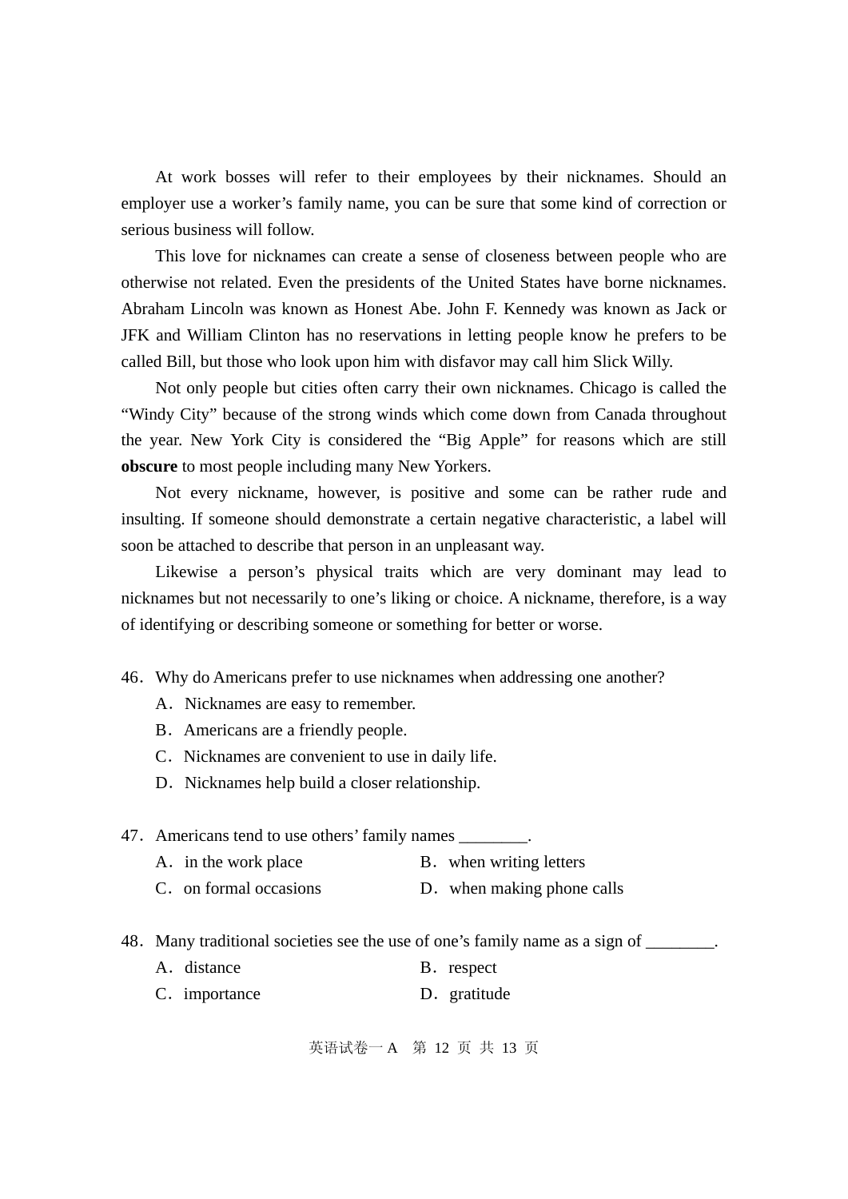At work bosses will refer to their employees by their nicknames. Should an employer use a worker's family name, you can be sure that some kind of correction or serious business will follow.

This love for nicknames can create a sense of closeness between people who are otherwise not related. Even the presidents of the United States have borne nicknames. Abraham Lincoln was known as Honest Abe. John F. Kennedy was known as Jack or JFK and William Clinton has no reservations in letting people know he prefers to be called Bill, but those who look upon him with disfavor may call him Slick Willy.

Not only people but cities often carry their own nicknames. Chicago is called the "Windy City" because of the strong winds which come down from Canada throughout the year. New York City is considered the "Big Apple" for reasons which are still **obscure** to most people including many New Yorkers.

Not every nickname, however, is positive and some can be rather rude and insulting. If someone should demonstrate a certain negative characteristic, a label will soon be attached to describe that person in an unpleasant way.

Likewise a person's physical traits which are very dominant may lead to nicknames but not necessarily to one's liking or choice. A nickname, therefore, is a way of identifying or describing someone or something for better or worse.

46．Why do Americans prefer to use nicknames when addressing one another?

A．Nicknames are easy to remember.

B．Americans are a friendly people.

C．Nicknames are convenient to use in daily life.

D．Nicknames help build a closer relationship.

47．Americans tend to use others' family names ________.

A．in the work place　　　　B．when writing letters

C．on formal occasions　　　D．when making phone calls

48．Many traditional societies see the use of one's family name as a sign of ________.

A．distance　　　　B．respect

C．importance　　　D．gratitude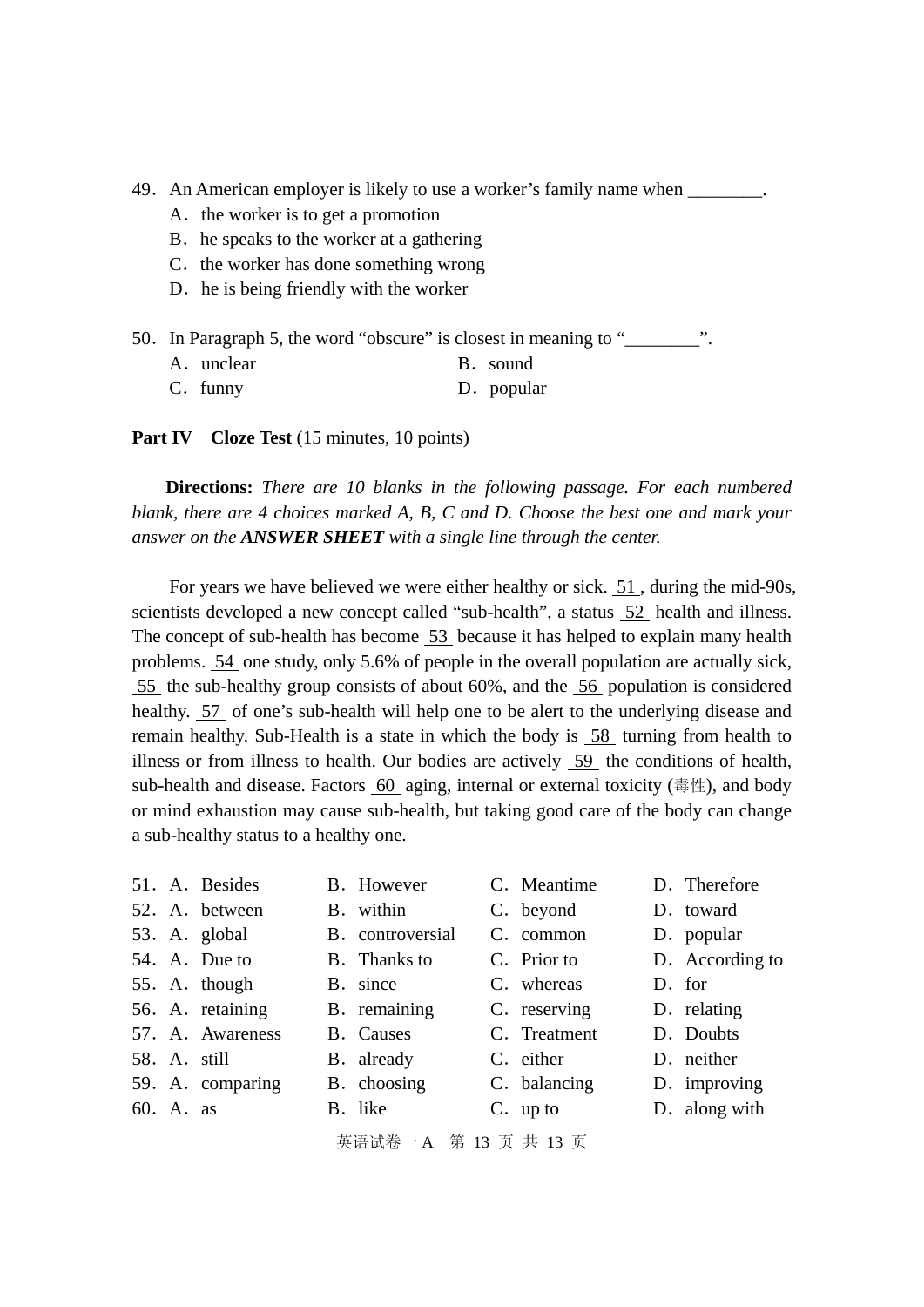49．An American employer is likely to use a worker's family name when ________.

A．the worker is to get a promotion

B．he speaks to the worker at a gathering

C．the worker has done something wrong

D．he is being friendly with the worker

50．In Paragraph 5, the word "obscure" is closest in meaning to "________".

A．unclear

B．sound

C．funny

D．popular

**Part IV　Cloze Test** (15 minutes, 10 points)

**Directions:** *There are 10 blanks in the following passage. For each numbered blank, there are 4 choices marked A, B, C and D. Choose the best one and mark your answer on the* ***ANSWER SHEET*** *with a single line through the center.*

For years we have believed we were either healthy or sick. 51 , during the mid-90s, scientists developed a new concept called "sub-health", a status 52 health and illness. The concept of sub-health has become 53 because it has helped to explain many health problems. 54 one study, only 5.6% of people in the overall population are actually sick, 55 the sub-healthy group consists of about 60%, and the 56 population is considered healthy. 57 of one's sub-health will help one to be alert to the underlying disease and remain healthy. Sub-Health is a state in which the body is 58 turning from health to illness or from illness to health. Our bodies are actively 59 the conditions of health, sub-health and disease. Factors 60 aging, internal or external toxicity (毒性), and body or mind exhaustion may cause sub-health, but taking good care of the body can change a sub-healthy status to a healthy one.

| | A | B | C | D |
|---|---|---|---|---|
| 51． | A．Besides | B．However | C．Meantime | D．Therefore |
| 52． | A．between | B．within | C．beyond | D．toward |
| 53． | A．global | B．controversial | C．common | D．popular |
| 54． | A．Due to | B．Thanks to | C．Prior to | D．According to |
| 55． | A．though | B．since | C．whereas | D．for |
| 56． | A．retaining | B．remaining | C．reserving | D．relating |
| 57． | A．Awareness | B．Causes | C．Treatment | D．Doubts |
| 58． | A．still | B．already | C．either | D．neither |
| 59． | A．comparing | B．choosing | C．balancing | D．improving |
| 60． | A．as | B．like | C．up to | D．along with |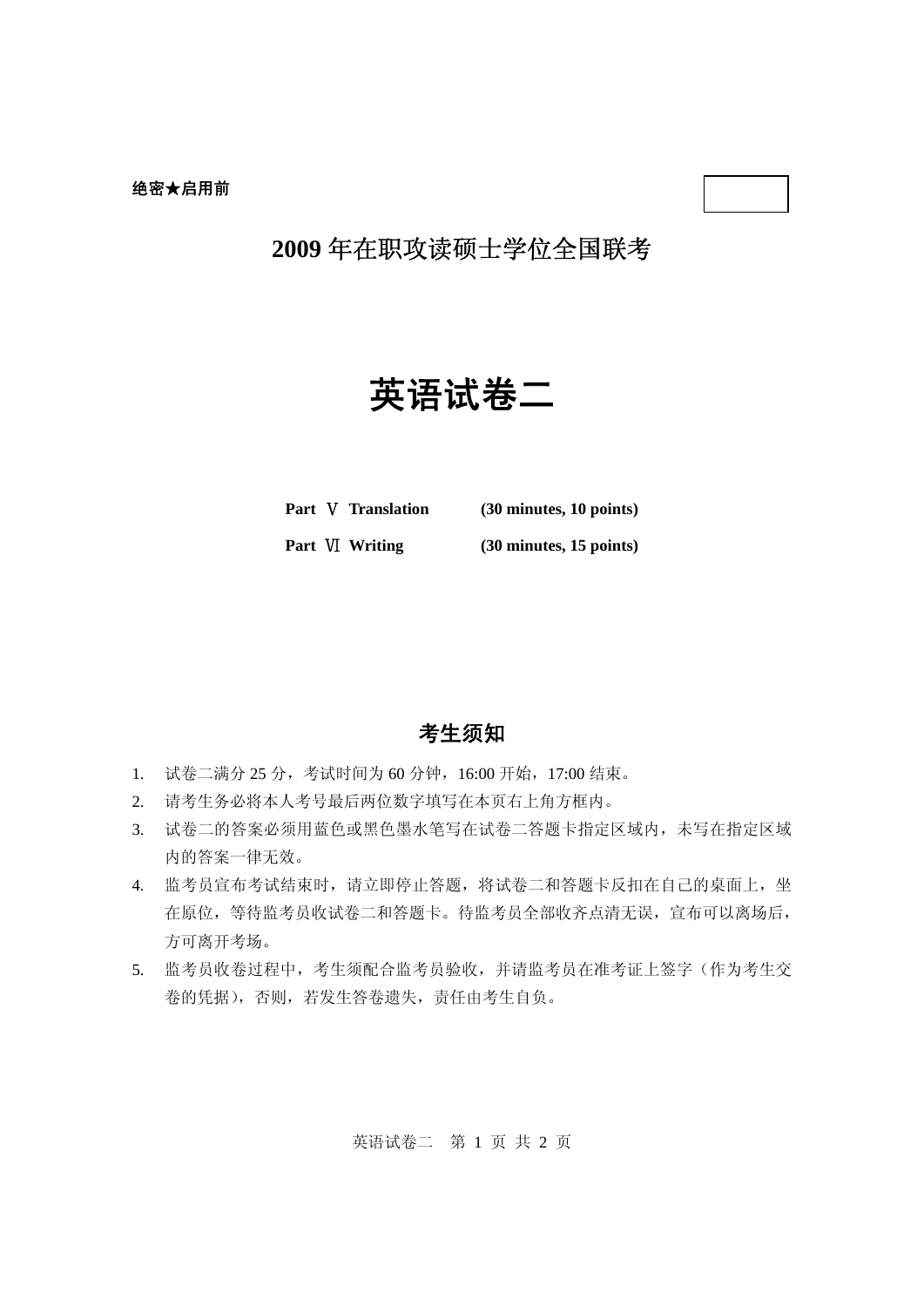**绝密★启用前**

# 2009 年在职攻读硕士学位全国联考

# 英语试卷二

| | |
|---|---|
| **Part Ⅴ Translation** | **(30 minutes, 10 points)** |
| **Part Ⅵ Writing** | **(30 minutes, 15 points)** |

## 考生须知

1. 试卷二满分 25 分，考试时间为 60 分钟，16:00 开始，17:00 结束。
2. 请考生务必将本人考号最后两位数字填写在本页右上角方框内。
3. 试卷二的答案必须用蓝色或黑色墨水笔写在试卷二答题卡指定区域内，未写在指定区域内的答案一律无效。
4. 监考员宣布考试结束时，请立即停止答题，将试卷二和答题卡反扣在自己的桌面上，坐在原位，等待监考员收试卷二和答题卡。待监考员全部收齐点清无误，宣布可以离场后，方可离开考场。
5. 监考员收卷过程中，考生须配合监考员验收，并请监考员在准考证上签字（作为考生交卷的凭据），否则，若发生答卷遗失，责任由考生自负。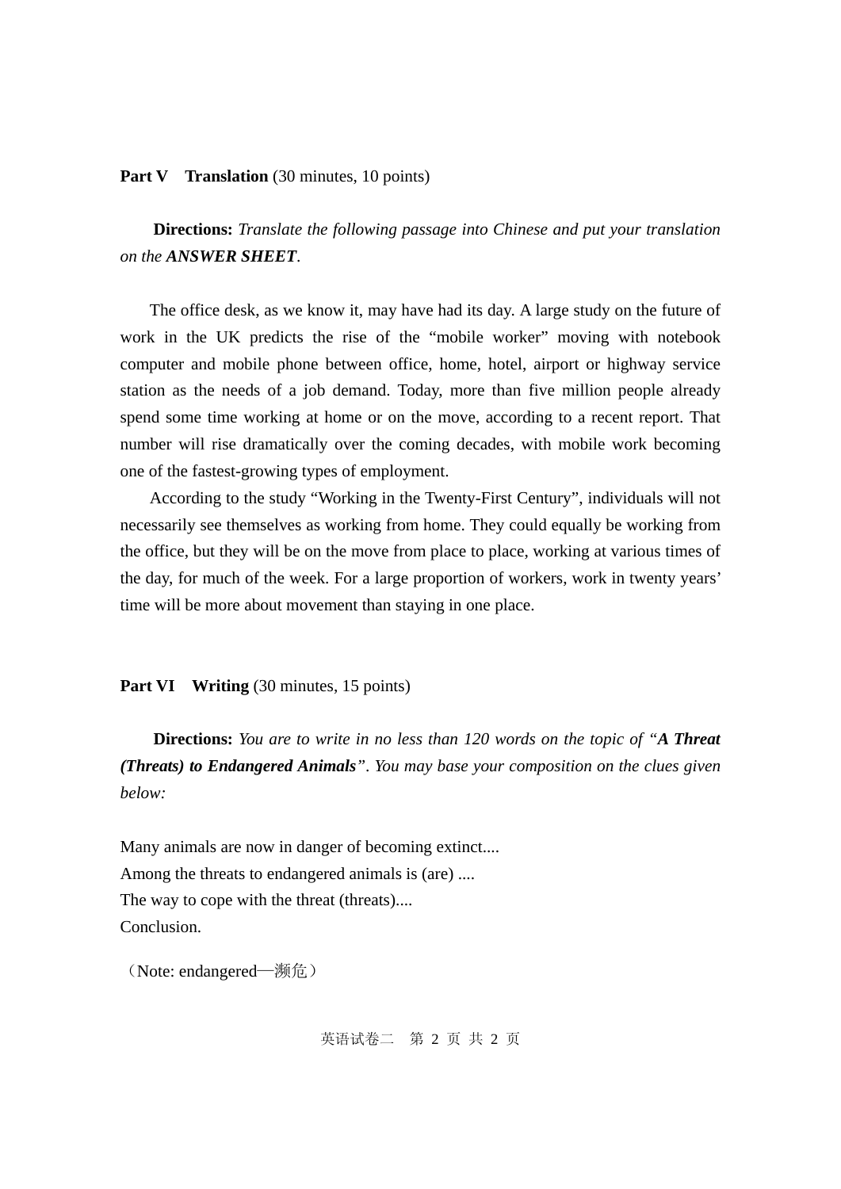## Part V　Translation (30 minutes, 10 points)

**Directions:** *Translate the following passage into Chinese and put your translation on the* ***ANSWER SHEET***.

The office desk, as we know it, may have had its day. A large study on the future of work in the UK predicts the rise of the "mobile worker" moving with notebook computer and mobile phone between office, home, hotel, airport or highway service station as the needs of a job demand. Today, more than five million people already spend some time working at home or on the move, according to a recent report. That number will rise dramatically over the coming decades, with mobile work becoming one of the fastest-growing types of employment.

According to the study "Working in the Twenty-First Century", individuals will not necessarily see themselves as working from home. They could equally be working from the office, but they will be on the move from place to place, working at various times of the day, for much of the week. For a large proportion of workers, work in twenty years' time will be more about movement than staying in one place.

## Part VI　Writing (30 minutes, 15 points)

**Directions:** *You are to write in no less than 120 words on the topic of "**A Threat (Threats) to Endangered Animals**". You may base your composition on the clues given below:*

Many animals are now in danger of becoming extinct....
Among the threats to endangered animals is (are) ....
The way to cope with the threat (threats)....
Conclusion.

（Note: endangered—濒危）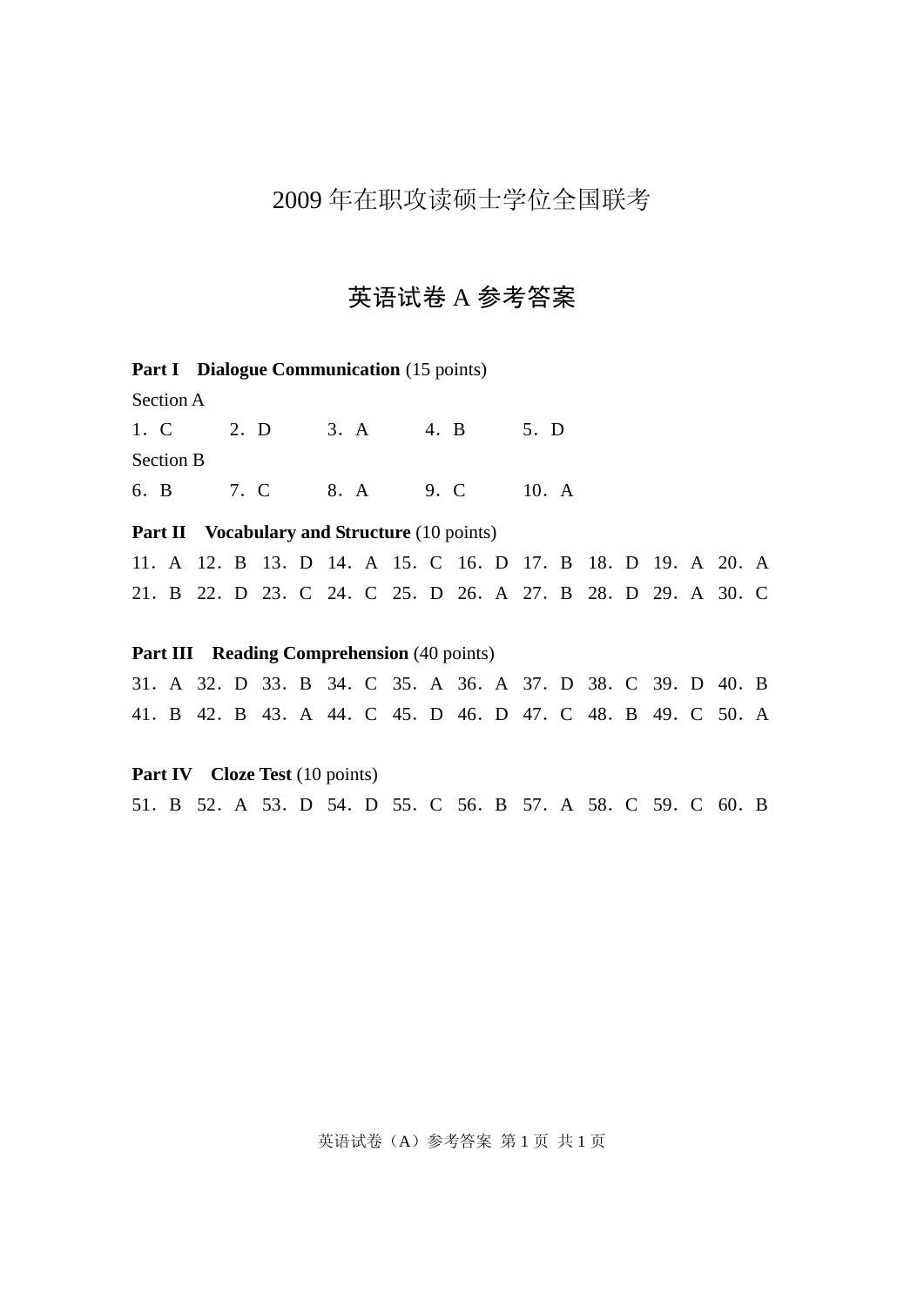# 2009 年在职攻读硕士学位全国联考

## 英语试卷 A 参考答案

**Part I　Dialogue Communication** (15 points)

Section A

1．C　2．D　3．A　4．B　5．D

Section B

6．B　7．C　8．A　9．C　10．A

**Part II　Vocabulary and Structure** (10 points)

11．A　12．B　13．D　14．A　15．C　16．D　17．B　18．D　19．A　20．A

21．B　22．D　23．C　24．C　25．D　26．A　27．B　28．D　29．A　30．C

**Part III　Reading Comprehension** (40 points)

31．A　32．D　33．B　34．C　35．A　36．A　37．D　38．C　39．D　40．B

41．B　42．B　43．A　44．C　45．D　46．D　47．C　48．B　49．C　50．A

**Part IV　Cloze Test** (10 points)

51．B　52．A　53．D　54．D　55．C　56．B　57．A　58．C　59．C　60．B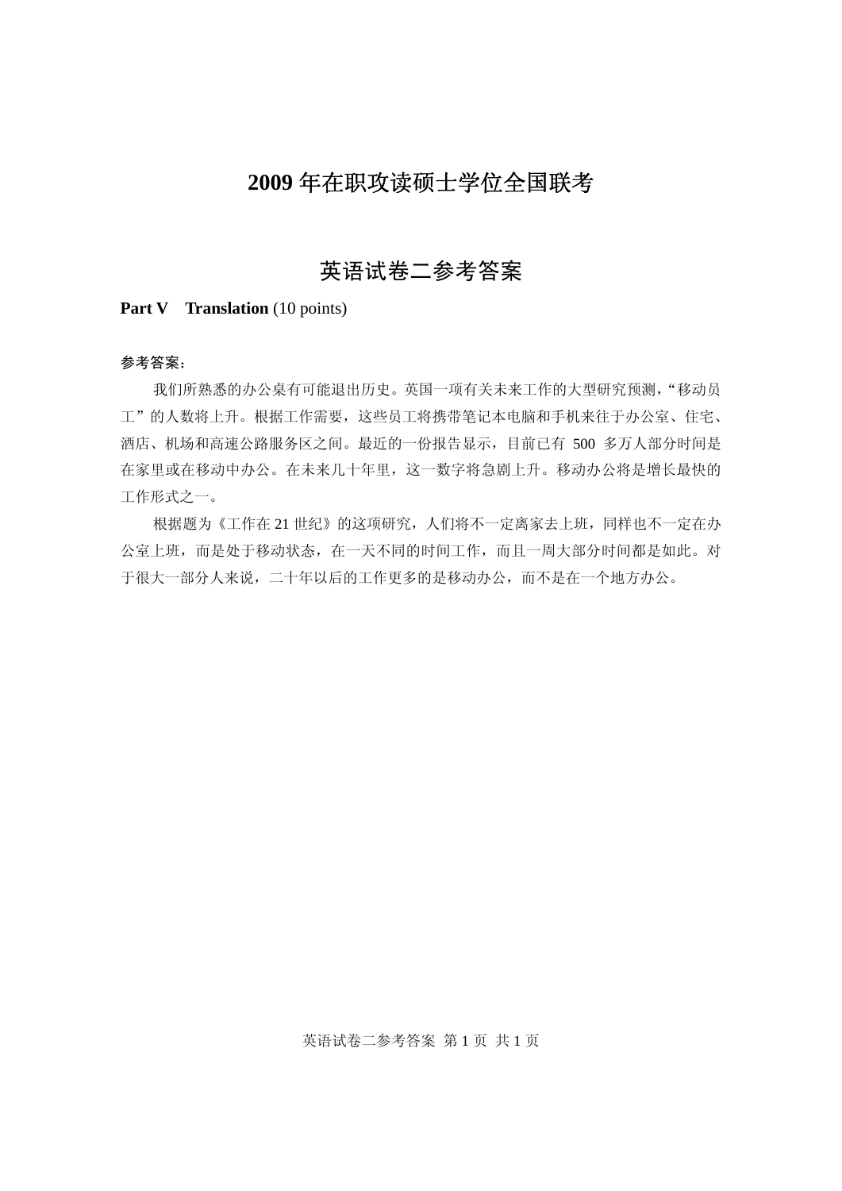# 2009 年在职攻读硕士学位全国联考

## 英语试卷二参考答案

**Part V　Translation** (10 points)

参考答案：

我们所熟悉的办公桌有可能退出历史。英国一项有关未来工作的大型研究预测，“移动员工”的人数将上升。根据工作需要，这些员工将携带笔记本电脑和手机来往于办公室、住宅、酒店、机场和高速公路服务区之间。最近的一份报告显示，目前已有 500 多万人部分时间是在家里或在移动中办公。在未来几十年里，这一数字将急剧上升。移动办公将是增长最快的工作形式之一。

根据题为《工作在 21 世纪》的这项研究，人们将不一定离家去上班，同样也不一定在办公室上班，而是处于移动状态，在一天不同的时间工作，而且一周大部分时间都是如此。对于很大一部分人来说，二十年以后的工作更多的是移动办公，而不是在一个地方办公。